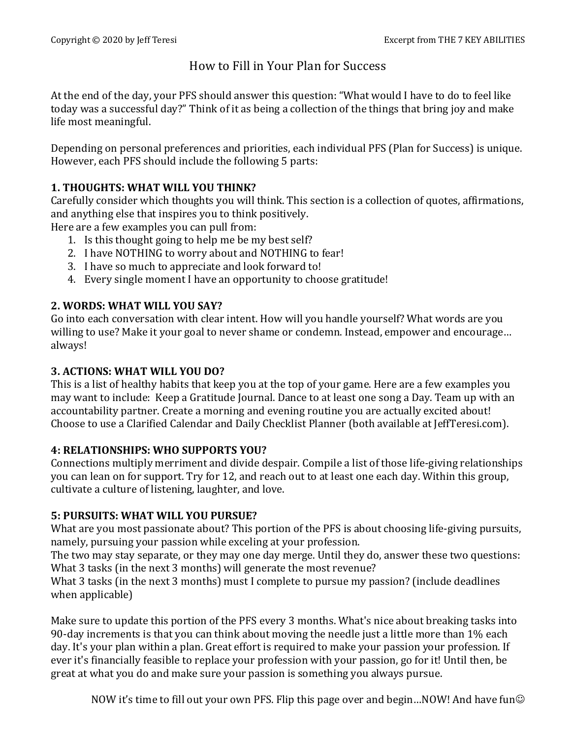# How to Fill in Your Plan for Success

At the end of the day, your PFS should answer this question: "What would I have to do to feel like today was a successful day?" Think of it as being a collection of the things that bring joy and make life most meaningful.

Depending on personal preferences and priorities, each individual PFS (Plan for Success) is unique. However, each PFS should include the following 5 parts:

## 1. THOUGHTS: WHAT WILL YOU THINK?

Carefully consider which thoughts you will think. This section is a collection of quotes, affirmations, and anything else that inspires you to think positively.
Here are a few examples you can pull from:

1. Is this thought going to help me be my best self?
2. I have NOTHING to worry about and NOTHING to fear!
3. I have so much to appreciate and look forward to!
4. Every single moment I have an opportunity to choose gratitude!

## 2. WORDS: WHAT WILL YOU SAY?

Go into each conversation with clear intent. How will you handle yourself? What words are you willing to use? Make it your goal to never shame or condemn. Instead, empower and encourage… always!

## 3. ACTIONS: WHAT WILL YOU DO?

This is a list of healthy habits that keep you at the top of your game. Here are a few examples you may want to include: Keep a Gratitude Journal. Dance to at least one song a Day. Team up with an accountability partner. Create a morning and evening routine you are actually excited about! Choose to use a Clarified Calendar and Daily Checklist Planner (both available at JeffTeresi.com).

## 4: RELATIONSHIPS: WHO SUPPORTS YOU?

Connections multiply merriment and divide despair. Compile a list of those life-giving relationships you can lean on for support. Try for 12, and reach out to at least one each day. Within this group, cultivate a culture of listening, laughter, and love.

## 5: PURSUITS: WHAT WILL YOU PURSUE?

What are you most passionate about? This portion of the PFS is about choosing life-giving pursuits, namely, pursuing your passion while exceling at your profession.
The two may stay separate, or they may one day merge. Until they do, answer these two questions:
What 3 tasks (in the next 3 months) will generate the most revenue?
What 3 tasks (in the next 3 months) must I complete to pursue my passion? (include deadlines when applicable)

Make sure to update this portion of the PFS every 3 months. What's nice about breaking tasks into 90-day increments is that you can think about moving the needle just a little more than 1% each day. It's your plan within a plan. Great effort is required to make your passion your profession. If ever it's financially feasible to replace your profession with your passion, go for it! Until then, be great at what you do and make sure your passion is something you always pursue.

NOW it's time to fill out your own PFS. Flip this page over and begin…NOW! And have fun☺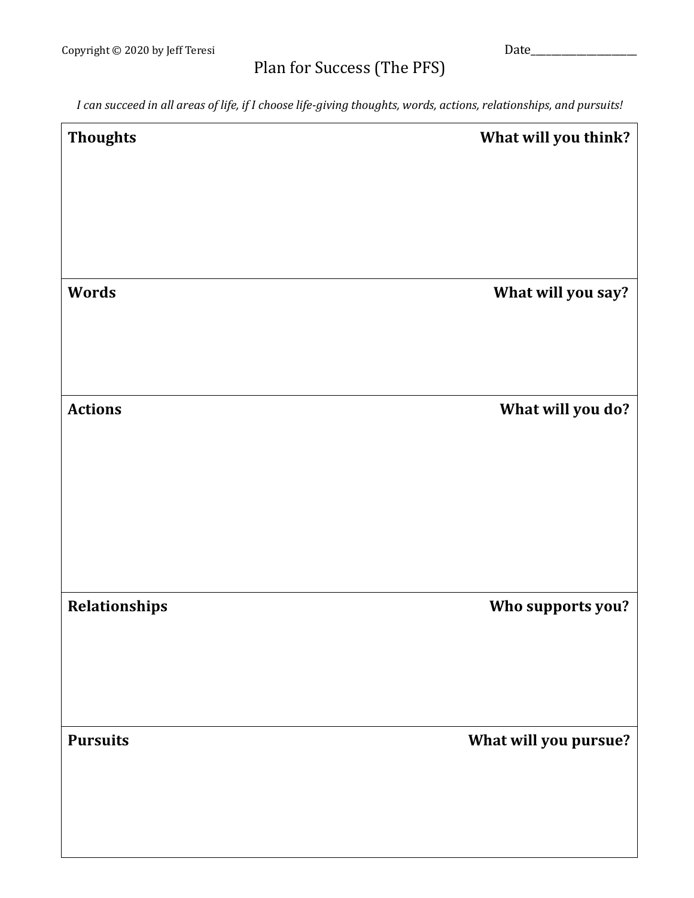Copyright © 2020 by Jeff Teresi Date____________________

# Plan for Success (The PFS)

*I can succeed in all areas of life, if I choose life-giving thoughts, words, actions, relationships, and pursuits!*

| | |
|---|---|
| **Thoughts** | **What will you think?** |
| | |
| **Words** | **What will you say?** |
| | |
| **Actions** | **What will you do?** |
| | |
| **Relationships** | **Who supports you?** |
| | |
| **Pursuits** | **What will you pursue?** |
| | |